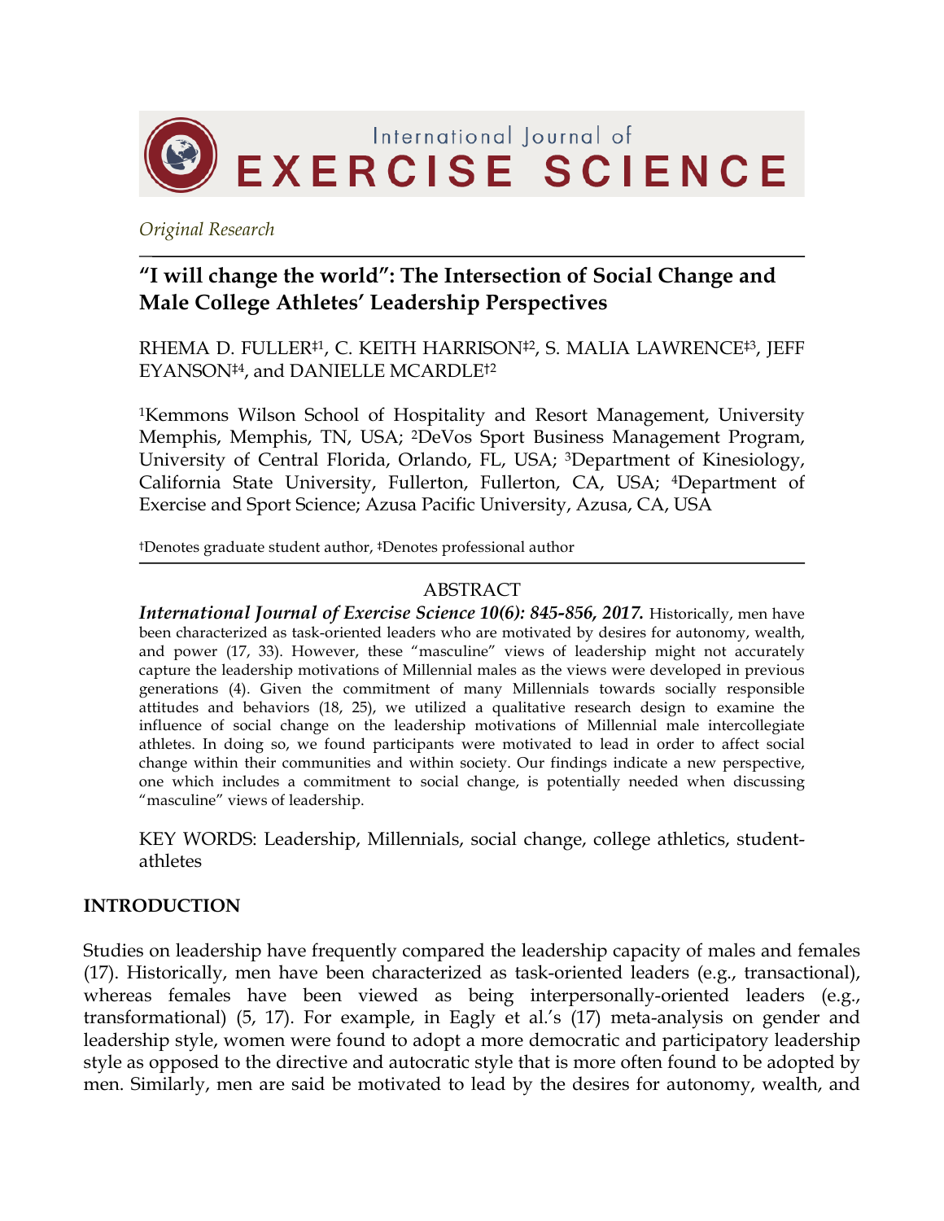*Original Research*

# "I will change the world": The Intersection of Social Change and Male College Athletes' Leadership Perspectives

RHEMA D. FULLER‡1, C. KEITH HARRISON‡2, S. MALIA LAWRENCE‡3, JEFF EYANSON‡4, and DANIELLE MCARDLE†2

[1]Kemmons Wilson School of Hospitality and Resort Management, University Memphis, Memphis, TN, USA; [2]DeVos Sport Business Management Program, University of Central Florida, Orlando, FL, USA; [3]Department of Kinesiology, California State University, Fullerton, Fullerton, CA, USA; [4]Department of Exercise and Sport Science; Azusa Pacific University, Azusa, CA, USA

†Denotes graduate student author, ‡Denotes professional author

## ABSTRACT

***International Journal of Exercise Science 10(6): 845-856, 2017.*** Historically, men have been characterized as task-oriented leaders who are motivated by desires for autonomy, wealth, and power (17, 33). However, these "masculine" views of leadership might not accurately capture the leadership motivations of Millennial males as the views were developed in previous generations (4). Given the commitment of many Millennials towards socially responsible attitudes and behaviors (18, 25), we utilized a qualitative research design to examine the influence of social change on the leadership motivations of Millennial male intercollegiate athletes. In doing so, we found participants were motivated to lead in order to affect social change within their communities and within society. Our findings indicate a new perspective, one which includes a commitment to social change, is potentially needed when discussing "masculine" views of leadership.

KEY WORDS: Leadership, Millennials, social change, college athletics, student-athletes

## INTRODUCTION

Studies on leadership have frequently compared the leadership capacity of males and females (17). Historically, men have been characterized as task-oriented leaders (e.g., transactional), whereas females have been viewed as being interpersonally-oriented leaders (e.g., transformational) (5, 17). For example, in Eagly et al.'s (17) meta-analysis on gender and leadership style, women were found to adopt a more democratic and participatory leadership style as opposed to the directive and autocratic style that is more often found to be adopted by men. Similarly, men are said be motivated to lead by the desires for autonomy, wealth, and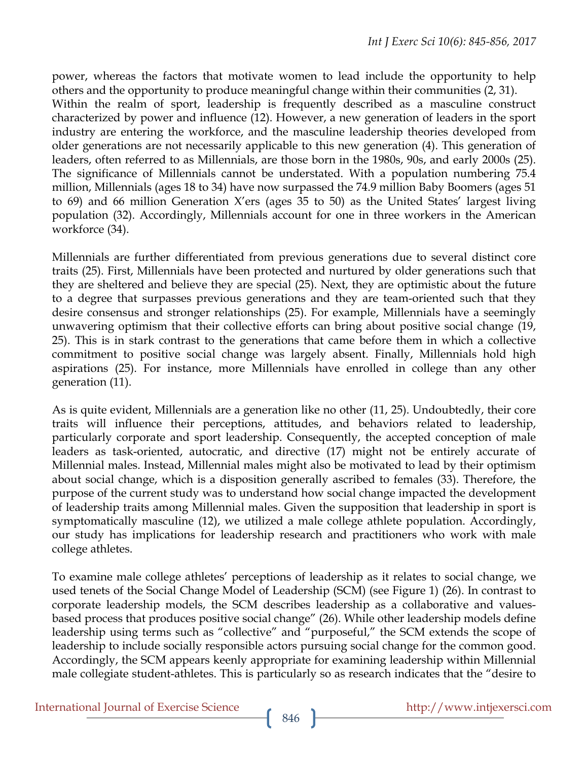power, whereas the factors that motivate women to lead include the opportunity to help others and the opportunity to produce meaningful change within their communities (2, 31).
Within the realm of sport, leadership is frequently described as a masculine construct characterized by power and influence (12). However, a new generation of leaders in the sport industry are entering the workforce, and the masculine leadership theories developed from older generations are not necessarily applicable to this new generation (4). This generation of leaders, often referred to as Millennials, are those born in the 1980s, 90s, and early 2000s (25). The significance of Millennials cannot be understated. With a population numbering 75.4 million, Millennials (ages 18 to 34) have now surpassed the 74.9 million Baby Boomers (ages 51 to 69) and 66 million Generation X'ers (ages 35 to 50) as the United States' largest living population (32). Accordingly, Millennials account for one in three workers in the American workforce (34).

Millennials are further differentiated from previous generations due to several distinct core traits (25). First, Millennials have been protected and nurtured by older generations such that they are sheltered and believe they are special (25). Next, they are optimistic about the future to a degree that surpasses previous generations and they are team-oriented such that they desire consensus and stronger relationships (25). For example, Millennials have a seemingly unwavering optimism that their collective efforts can bring about positive social change (19, 25). This is in stark contrast to the generations that came before them in which a collective commitment to positive social change was largely absent. Finally, Millennials hold high aspirations (25). For instance, more Millennials have enrolled in college than any other generation (11).

As is quite evident, Millennials are a generation like no other (11, 25). Undoubtedly, their core traits will influence their perceptions, attitudes, and behaviors related to leadership, particularly corporate and sport leadership. Consequently, the accepted conception of male leaders as task-oriented, autocratic, and directive (17) might not be entirely accurate of Millennial males. Instead, Millennial males might also be motivated to lead by their optimism about social change, which is a disposition generally ascribed to females (33). Therefore, the purpose of the current study was to understand how social change impacted the development of leadership traits among Millennial males. Given the supposition that leadership in sport is symptomatically masculine (12), we utilized a male college athlete population. Accordingly, our study has implications for leadership research and practitioners who work with male college athletes.

To examine male college athletes' perceptions of leadership as it relates to social change, we used tenets of the Social Change Model of Leadership (SCM) (see Figure 1) (26). In contrast to corporate leadership models, the SCM describes leadership as a collaborative and values-based process that produces positive social change" (26). While other leadership models define leadership using terms such as "collective" and "purposeful," the SCM extends the scope of leadership to include socially responsible actors pursuing social change for the common good. Accordingly, the SCM appears keenly appropriate for examining leadership within Millennial male collegiate student-athletes. This is particularly so as research indicates that the "desire to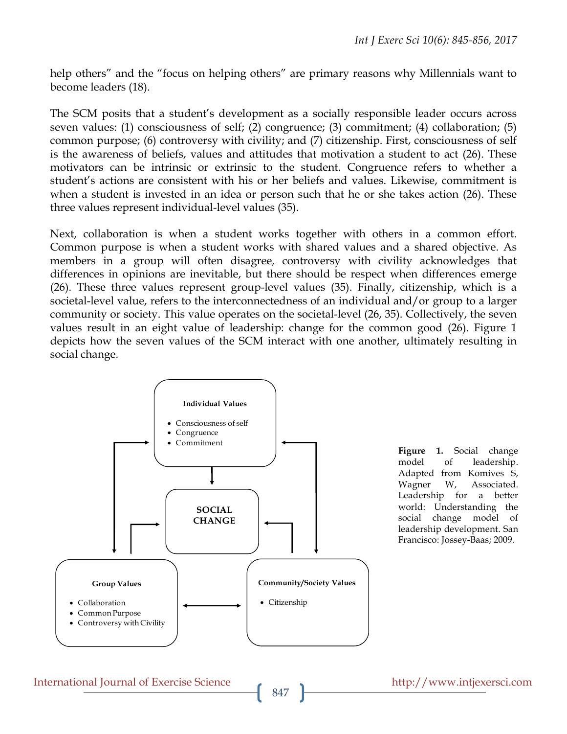help others" and the "focus on helping others" are primary reasons why Millennials want to become leaders (18).

The SCM posits that a student's development as a socially responsible leader occurs across seven values: (1) consciousness of self; (2) congruence; (3) commitment; (4) collaboration; (5) common purpose; (6) controversy with civility; and (7) citizenship. First, consciousness of self is the awareness of beliefs, values and attitudes that motivation a student to act (26). These motivators can be intrinsic or extrinsic to the student. Congruence refers to whether a student's actions are consistent with his or her beliefs and values. Likewise, commitment is when a student is invested in an idea or person such that he or she takes action (26). These three values represent individual-level values (35).

Next, collaboration is when a student works together with others in a common effort. Common purpose is when a student works with shared values and a shared objective. As members in a group will often disagree, controversy with civility acknowledges that differences in opinions are inevitable, but there should be respect when differences emerge (26). These three values represent group-level values (35). Finally, citizenship, which is a societal-level value, refers to the interconnectedness of an individual and/or group to a larger community or society. This value operates on the societal-level (26, 35). Collectively, the seven values result in an eight value of leadership: change for the common good (26). Figure 1 depicts how the seven values of the SCM interact with one another, ultimately resulting in social change.

**Individual Values**

- Consciousness of self
- Congruence
- Commitment

**SOCIAL CHANGE**

**Group Values**

- Collaboration
- Common Purpose
- Controversy with Civility

**Community/Society Values**

- Citizenship

**Figure 1.** Social change model of leadership. Adapted from Komives S, Wagner W, Associated. Leadership for a better world: Understanding the social change model of leadership development. San Francisco: Jossey-Baas; 2009.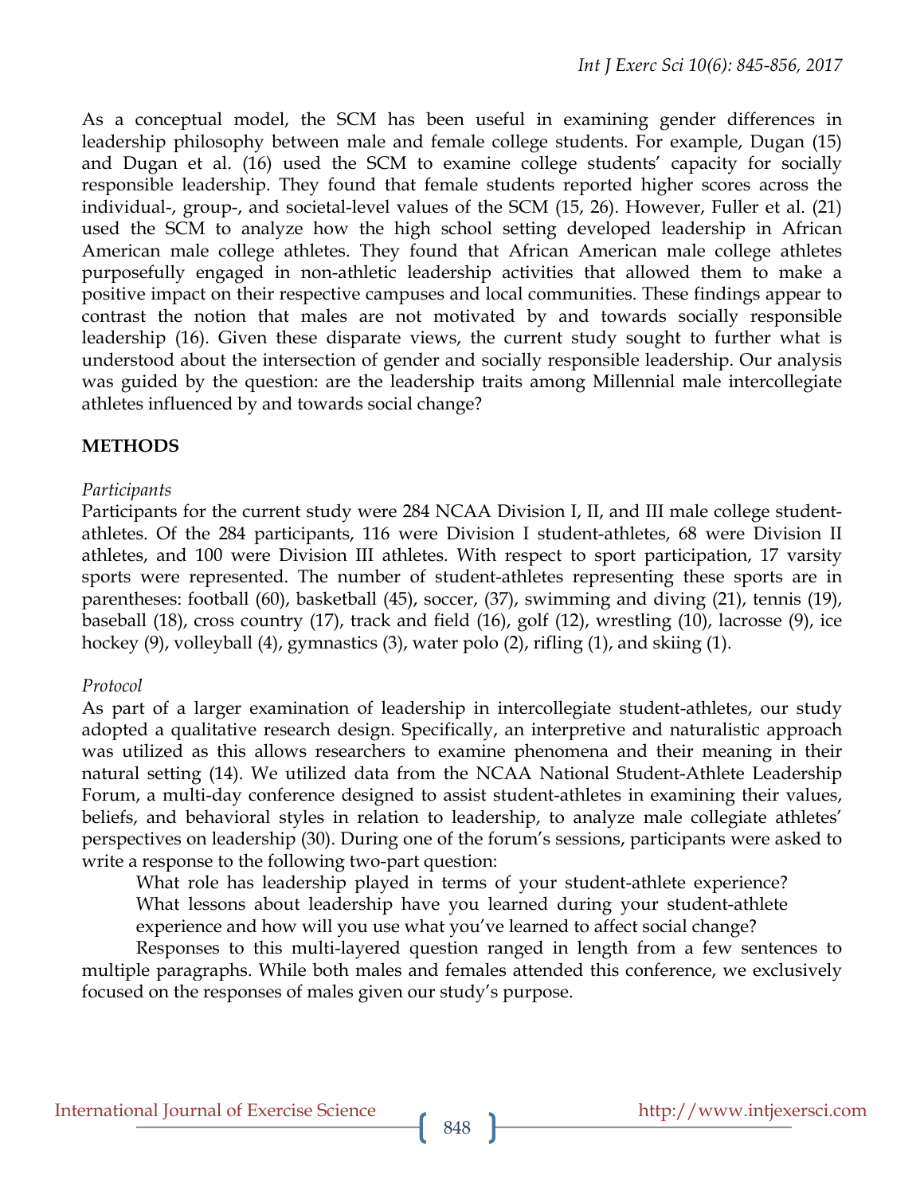As a conceptual model, the SCM has been useful in examining gender differences in leadership philosophy between male and female college students. For example, Dugan (15) and Dugan et al. (16) used the SCM to examine college students' capacity for socially responsible leadership. They found that female students reported higher scores across the individual-, group-, and societal-level values of the SCM (15, 26). However, Fuller et al. (21) used the SCM to analyze how the high school setting developed leadership in African American male college athletes. They found that African American male college athletes purposefully engaged in non-athletic leadership activities that allowed them to make a positive impact on their respective campuses and local communities. These findings appear to contrast the notion that males are not motivated by and towards socially responsible leadership (16). Given these disparate views, the current study sought to further what is understood about the intersection of gender and socially responsible leadership. Our analysis was guided by the question: are the leadership traits among Millennial male intercollegiate athletes influenced by and towards social change?

## METHODS

*Participants*

Participants for the current study were 284 NCAA Division I, II, and III male college student-athletes. Of the 284 participants, 116 were Division I student-athletes, 68 were Division II athletes, and 100 were Division III athletes. With respect to sport participation, 17 varsity sports were represented. The number of student-athletes representing these sports are in parentheses: football (60), basketball (45), soccer, (37), swimming and diving (21), tennis (19), baseball (18), cross country (17), track and field (16), golf (12), wrestling (10), lacrosse (9), ice hockey (9), volleyball (4), gymnastics (3), water polo (2), rifling (1), and skiing (1).

*Protocol*

As part of a larger examination of leadership in intercollegiate student-athletes, our study adopted a qualitative research design. Specifically, an interpretive and naturalistic approach was utilized as this allows researchers to examine phenomena and their meaning in their natural setting (14). We utilized data from the NCAA National Student-Athlete Leadership Forum, a multi-day conference designed to assist student-athletes in examining their values, beliefs, and behavioral styles in relation to leadership, to analyze male collegiate athletes' perspectives on leadership (30). During one of the forum's sessions, participants were asked to write a response to the following two-part question:

> What role has leadership played in terms of your student-athlete experience? What lessons about leadership have you learned during your student-athlete experience and how will you use what you've learned to affect social change?

Responses to this multi-layered question ranged in length from a few sentences to multiple paragraphs. While both males and females attended this conference, we exclusively focused on the responses of males given our study's purpose.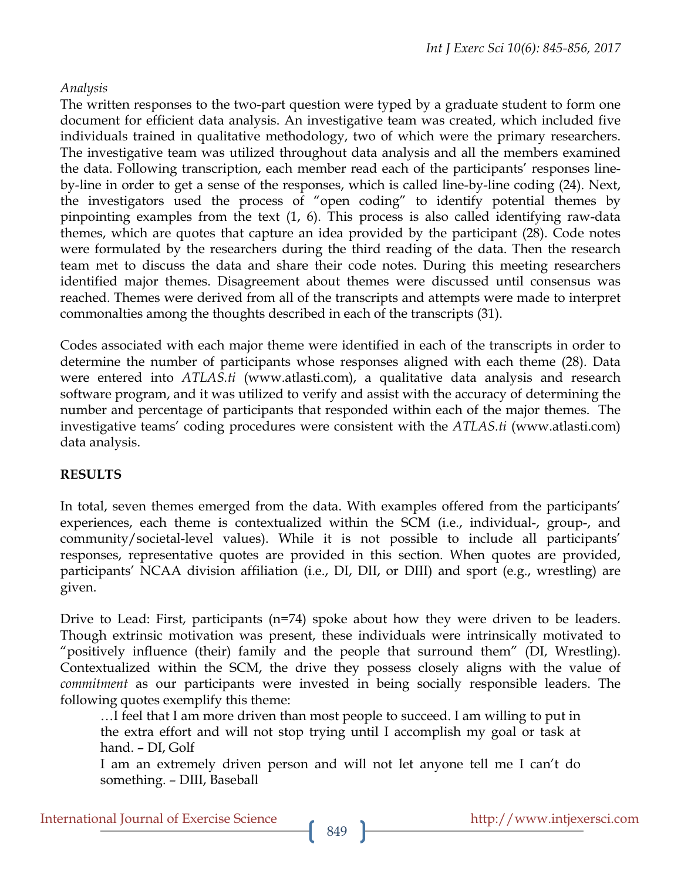*Analysis*

The written responses to the two-part question were typed by a graduate student to form one document for efficient data analysis. An investigative team was created, which included five individuals trained in qualitative methodology, two of which were the primary researchers. The investigative team was utilized throughout data analysis and all the members examined the data. Following transcription, each member read each of the participants' responses line-by-line in order to get a sense of the responses, which is called line-by-line coding (24). Next, the investigators used the process of "open coding" to identify potential themes by pinpointing examples from the text (1, 6). This process is also called identifying raw-data themes, which are quotes that capture an idea provided by the participant (28). Code notes were formulated by the researchers during the third reading of the data. Then the research team met to discuss the data and share their code notes. During this meeting researchers identified major themes. Disagreement about themes were discussed until consensus was reached. Themes were derived from all of the transcripts and attempts were made to interpret commonalties among the thoughts described in each of the transcripts (31).

Codes associated with each major theme were identified in each of the transcripts in order to determine the number of participants whose responses aligned with each theme (28). Data were entered into *ATLAS.ti* (www.atlasti.com), a qualitative data analysis and research software program, and it was utilized to verify and assist with the accuracy of determining the number and percentage of participants that responded within each of the major themes. The investigative teams' coding procedures were consistent with the *ATLAS.ti* (www.atlasti.com) data analysis.

## RESULTS

In total, seven themes emerged from the data. With examples offered from the participants' experiences, each theme is contextualized within the SCM (i.e., individual-, group-, and community/societal-level values). While it is not possible to include all participants' responses, representative quotes are provided in this section. When quotes are provided, participants' NCAA division affiliation (i.e., DI, DII, or DIII) and sport (e.g., wrestling) are given.

Drive to Lead: First, participants (n=74) spoke about how they were driven to be leaders. Though extrinsic motivation was present, these individuals were intrinsically motivated to "positively influence (their) family and the people that surround them" (DI, Wrestling). Contextualized within the SCM, the drive they possess closely aligns with the value of *commitment* as our participants were invested in being socially responsible leaders. The following quotes exemplify this theme:

> …I feel that I am more driven than most people to succeed. I am willing to put in the extra effort and will not stop trying until I accomplish my goal or task at hand. – DI, Golf
>
> I am an extremely driven person and will not let anyone tell me I can't do something. – DIII, Baseball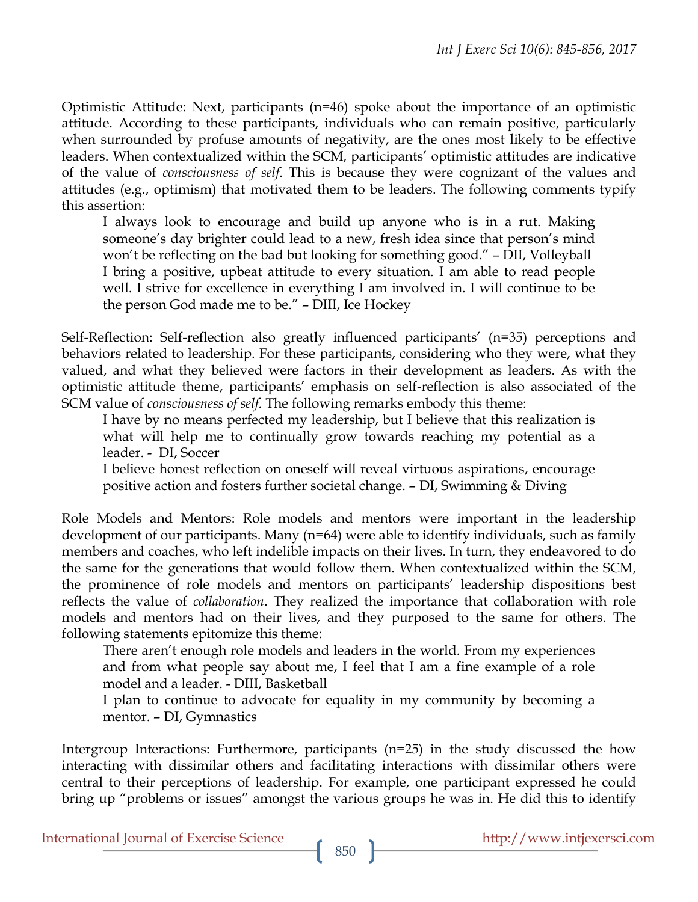Optimistic Attitude: Next, participants (n=46) spoke about the importance of an optimistic attitude. According to these participants, individuals who can remain positive, particularly when surrounded by profuse amounts of negativity, are the ones most likely to be effective leaders. When contextualized within the SCM, participants' optimistic attitudes are indicative of the value of *consciousness of self*. This is because they were cognizant of the values and attitudes (e.g., optimism) that motivated them to be leaders. The following comments typify this assertion:

> I always look to encourage and build up anyone who is in a rut. Making someone's day brighter could lead to a new, fresh idea since that person's mind won't be reflecting on the bad but looking for something good." – DII, Volleyball
>
> I bring a positive, upbeat attitude to every situation. I am able to read people well. I strive for excellence in everything I am involved in. I will continue to be the person God made me to be." – DIII, Ice Hockey

Self-Reflection: Self-reflection also greatly influenced participants' (n=35) perceptions and behaviors related to leadership. For these participants, considering who they were, what they valued, and what they believed were factors in their development as leaders. As with the optimistic attitude theme, participants' emphasis on self-reflection is also associated of the SCM value of *consciousness of self*. The following remarks embody this theme:

> I have by no means perfected my leadership, but I believe that this realization is what will help me to continually grow towards reaching my potential as a leader. - DI, Soccer
>
> I believe honest reflection on oneself will reveal virtuous aspirations, encourage positive action and fosters further societal change. – DI, Swimming & Diving

Role Models and Mentors: Role models and mentors were important in the leadership development of our participants. Many (n=64) were able to identify individuals, such as family members and coaches, who left indelible impacts on their lives. In turn, they endeavored to do the same for the generations that would follow them. When contextualized within the SCM, the prominence of role models and mentors on participants' leadership dispositions best reflects the value of *collaboration*. They realized the importance that collaboration with role models and mentors had on their lives, and they purposed to the same for others. The following statements epitomize this theme:

> There aren't enough role models and leaders in the world. From my experiences and from what people say about me, I feel that I am a fine example of a role model and a leader. - DIII, Basketball
>
> I plan to continue to advocate for equality in my community by becoming a mentor. – DI, Gymnastics

Intergroup Interactions: Furthermore, participants (n=25) in the study discussed the how interacting with dissimilar others and facilitating interactions with dissimilar others were central to their perceptions of leadership. For example, one participant expressed he could bring up "problems or issues" amongst the various groups he was in. He did this to identify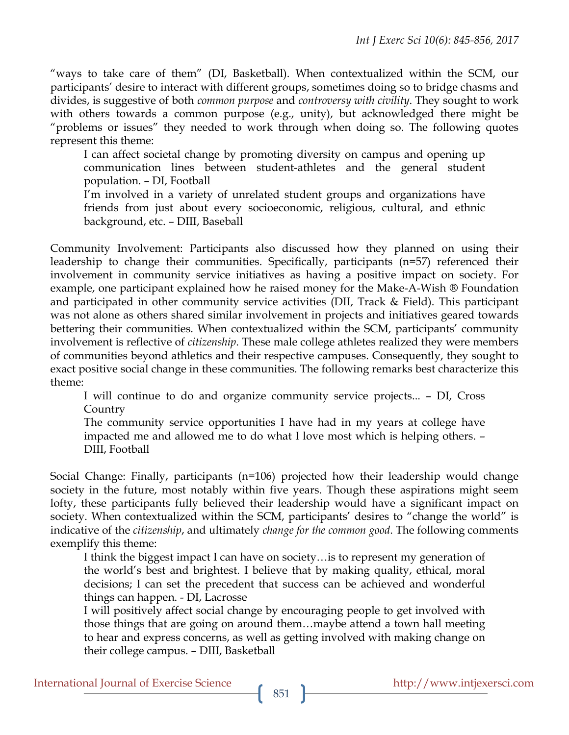"ways to take care of them" (DI, Basketball). When contextualized within the SCM, our participants' desire to interact with different groups, sometimes doing so to bridge chasms and divides, is suggestive of both *common purpose* and *controversy with civility*. They sought to work with others towards a common purpose (e.g., unity), but acknowledged there might be "problems or issues" they needed to work through when doing so. The following quotes represent this theme:

> I can affect societal change by promoting diversity on campus and opening up communication lines between student-athletes and the general student population. – DI, Football
>
> I'm involved in a variety of unrelated student groups and organizations have friends from just about every socioeconomic, religious, cultural, and ethnic background, etc. – DIII, Baseball

Community Involvement: Participants also discussed how they planned on using their leadership to change their communities. Specifically, participants (n=57) referenced their involvement in community service initiatives as having a positive impact on society. For example, one participant explained how he raised money for the Make-A-Wish ® Foundation and participated in other community service activities (DII, Track & Field). This participant was not alone as others shared similar involvement in projects and initiatives geared towards bettering their communities. When contextualized within the SCM, participants' community involvement is reflective of *citizenship*. These male college athletes realized they were members of communities beyond athletics and their respective campuses. Consequently, they sought to exact positive social change in these communities. The following remarks best characterize this theme:

> I will continue to do and organize community service projects... – DI, Cross Country
>
> The community service opportunities I have had in my years at college have impacted me and allowed me to do what I love most which is helping others. – DIII, Football

Social Change: Finally, participants (n=106) projected how their leadership would change society in the future, most notably within five years. Though these aspirations might seem lofty, these participants fully believed their leadership would have a significant impact on society. When contextualized within the SCM, participants' desires to "change the world" is indicative of the *citizenship*, and ultimately *change for the common good*. The following comments exemplify this theme:

> I think the biggest impact I can have on society…is to represent my generation of the world's best and brightest. I believe that by making quality, ethical, moral decisions; I can set the precedent that success can be achieved and wonderful things can happen. - DI, Lacrosse
>
> I will positively affect social change by encouraging people to get involved with those things that are going on around them…maybe attend a town hall meeting to hear and express concerns, as well as getting involved with making change on their college campus. – DIII, Basketball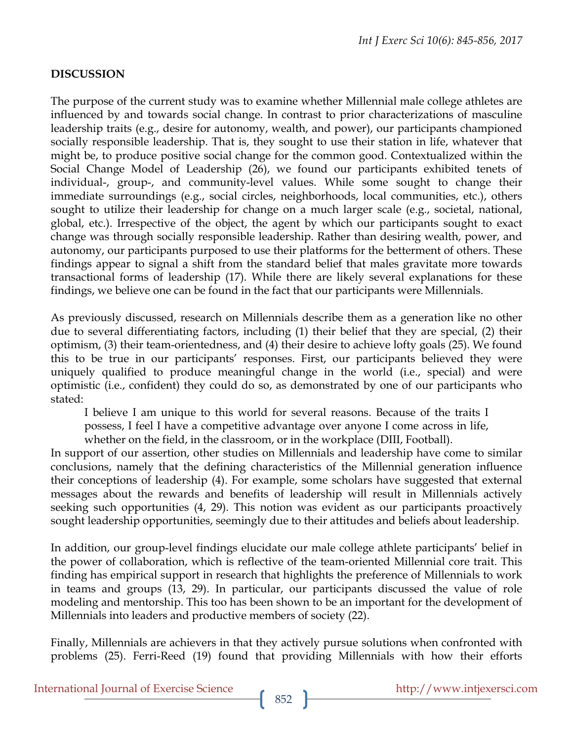## DISCUSSION

The purpose of the current study was to examine whether Millennial male college athletes are influenced by and towards social change. In contrast to prior characterizations of masculine leadership traits (e.g., desire for autonomy, wealth, and power), our participants championed socially responsible leadership. That is, they sought to use their station in life, whatever that might be, to produce positive social change for the common good. Contextualized within the Social Change Model of Leadership (26), we found our participants exhibited tenets of individual-, group-, and community-level values. While some sought to change their immediate surroundings (e.g., social circles, neighborhoods, local communities, etc.), others sought to utilize their leadership for change on a much larger scale (e.g., societal, national, global, etc.). Irrespective of the object, the agent by which our participants sought to exact change was through socially responsible leadership. Rather than desiring wealth, power, and autonomy, our participants purposed to use their platforms for the betterment of others. These findings appear to signal a shift from the standard belief that males gravitate more towards transactional forms of leadership (17). While there are likely several explanations for these findings, we believe one can be found in the fact that our participants were Millennials.

As previously discussed, research on Millennials describe them as a generation like no other due to several differentiating factors, including (1) their belief that they are special, (2) their optimism, (3) their team-orientedness, and (4) their desire to achieve lofty goals (25). We found this to be true in our participants' responses. First, our participants believed they were uniquely qualified to produce meaningful change in the world (i.e., special) and were optimistic (i.e., confident) they could do so, as demonstrated by one of our participants who stated:

> I believe I am unique to this world for several reasons. Because of the traits I possess, I feel I have a competitive advantage over anyone I come across in life, whether on the field, in the classroom, or in the workplace (DIII, Football).

In support of our assertion, other studies on Millennials and leadership have come to similar conclusions, namely that the defining characteristics of the Millennial generation influence their conceptions of leadership (4). For example, some scholars have suggested that external messages about the rewards and benefits of leadership will result in Millennials actively seeking such opportunities (4, 29). This notion was evident as our participants proactively sought leadership opportunities, seemingly due to their attitudes and beliefs about leadership.

In addition, our group-level findings elucidate our male college athlete participants' belief in the power of collaboration, which is reflective of the team-oriented Millennial core trait. This finding has empirical support in research that highlights the preference of Millennials to work in teams and groups (13, 29). In particular, our participants discussed the value of role modeling and mentorship. This too has been shown to be an important for the development of Millennials into leaders and productive members of society (22).

Finally, Millennials are achievers in that they actively pursue solutions when confronted with problems (25). Ferri-Reed (19) found that providing Millennials with how their efforts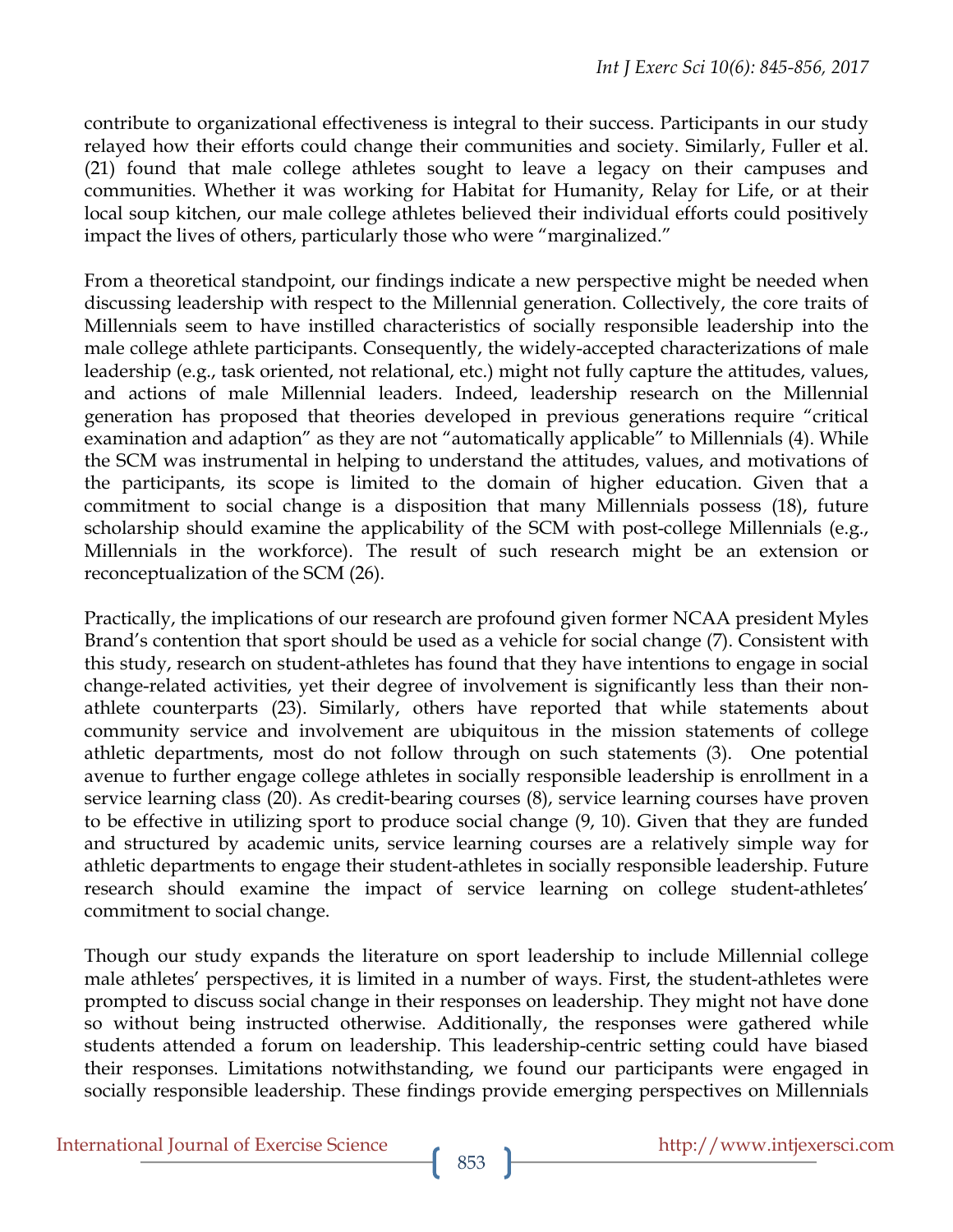contribute to organizational effectiveness is integral to their success. Participants in our study relayed how their efforts could change their communities and society. Similarly, Fuller et al. (21) found that male college athletes sought to leave a legacy on their campuses and communities. Whether it was working for Habitat for Humanity, Relay for Life, or at their local soup kitchen, our male college athletes believed their individual efforts could positively impact the lives of others, particularly those who were "marginalized."

From a theoretical standpoint, our findings indicate a new perspective might be needed when discussing leadership with respect to the Millennial generation. Collectively, the core traits of Millennials seem to have instilled characteristics of socially responsible leadership into the male college athlete participants. Consequently, the widely-accepted characterizations of male leadership (e.g., task oriented, not relational, etc.) might not fully capture the attitudes, values, and actions of male Millennial leaders. Indeed, leadership research on the Millennial generation has proposed that theories developed in previous generations require "critical examination and adaption" as they are not "automatically applicable" to Millennials (4). While the SCM was instrumental in helping to understand the attitudes, values, and motivations of the participants, its scope is limited to the domain of higher education. Given that a commitment to social change is a disposition that many Millennials possess (18), future scholarship should examine the applicability of the SCM with post-college Millennials (e.g., Millennials in the workforce). The result of such research might be an extension or reconceptualization of the SCM (26).

Practically, the implications of our research are profound given former NCAA president Myles Brand's contention that sport should be used as a vehicle for social change (7). Consistent with this study, research on student-athletes has found that they have intentions to engage in social change-related activities, yet their degree of involvement is significantly less than their non-athlete counterparts (23). Similarly, others have reported that while statements about community service and involvement are ubiquitous in the mission statements of college athletic departments, most do not follow through on such statements (3). One potential avenue to further engage college athletes in socially responsible leadership is enrollment in a service learning class (20). As credit-bearing courses (8), service learning courses have proven to be effective in utilizing sport to produce social change (9, 10). Given that they are funded and structured by academic units, service learning courses are a relatively simple way for athletic departments to engage their student-athletes in socially responsible leadership. Future research should examine the impact of service learning on college student-athletes' commitment to social change.

Though our study expands the literature on sport leadership to include Millennial college male athletes' perspectives, it is limited in a number of ways. First, the student-athletes were prompted to discuss social change in their responses on leadership. They might not have done so without being instructed otherwise. Additionally, the responses were gathered while students attended a forum on leadership. This leadership-centric setting could have biased their responses. Limitations notwithstanding, we found our participants were engaged in socially responsible leadership. These findings provide emerging perspectives on Millennials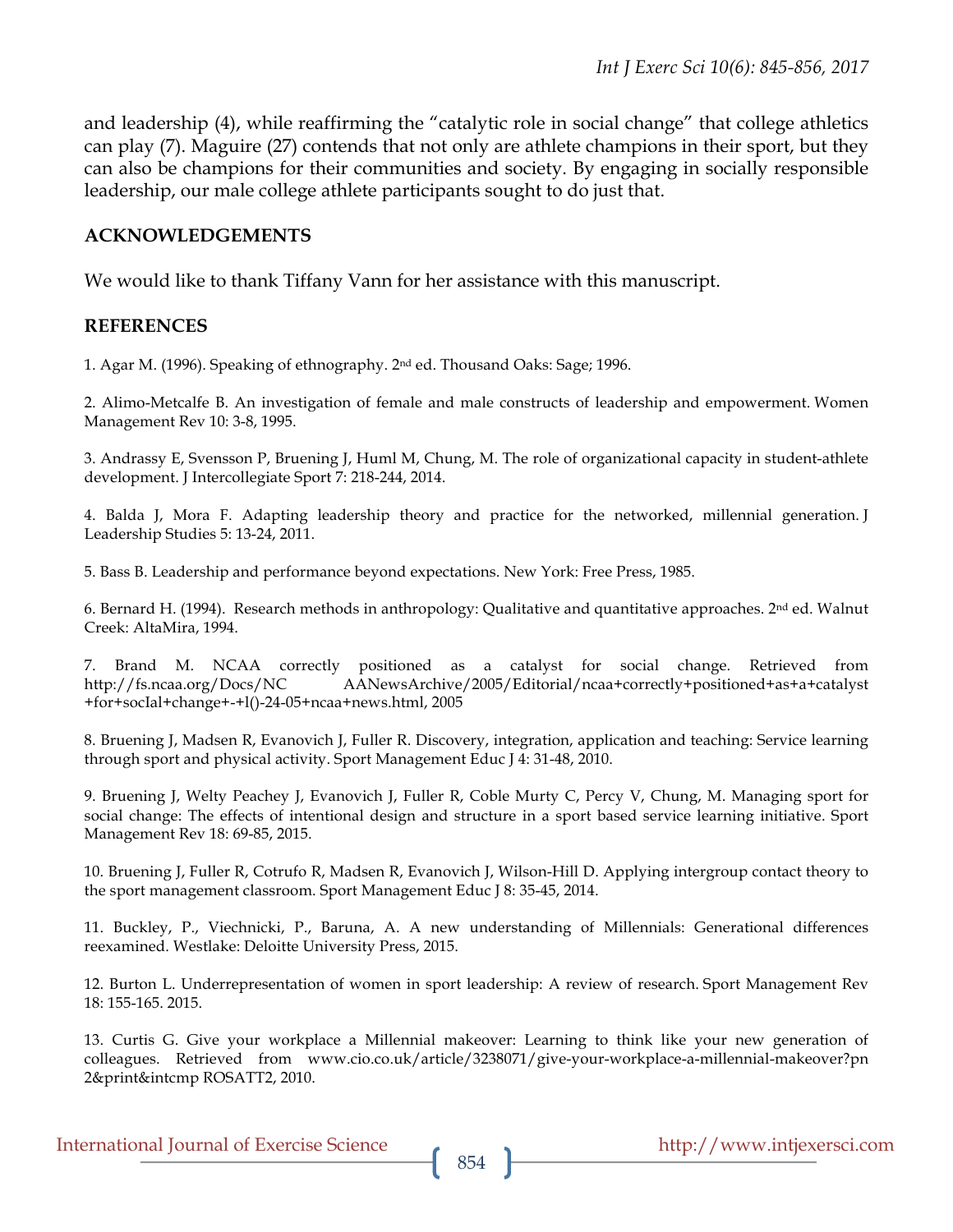and leadership (4), while reaffirming the "catalytic role in social change" that college athletics can play (7). Maguire (27) contends that not only are athlete champions in their sport, but they can also be champions for their communities and society. By engaging in socially responsible leadership, our male college athlete participants sought to do just that.

## ACKNOWLEDGEMENTS

We would like to thank Tiffany Vann for her assistance with this manuscript.

## REFERENCES

1. Agar M. (1996). Speaking of ethnography. 2nd ed. Thousand Oaks: Sage; 1996.

2. Alimo-Metcalfe B. An investigation of female and male constructs of leadership and empowerment. Women Management Rev 10: 3-8, 1995.

3. Andrassy E, Svensson P, Bruening J, Huml M, Chung, M. The role of organizational capacity in student-athlete development. J Intercollegiate Sport 7: 218-244, 2014.

4. Balda J, Mora F. Adapting leadership theory and practice for the networked, millennial generation. J Leadership Studies 5: 13-24, 2011.

5. Bass B. Leadership and performance beyond expectations. New York: Free Press, 1985.

6. Bernard H. (1994). Research methods in anthropology: Qualitative and quantitative approaches. 2nd ed. Walnut Creek: AltaMira, 1994.

7. Brand M. NCAA correctly positioned as a catalyst for social change. Retrieved from http://fs.ncaa.org/Docs/NC AANewsArchive/2005/Editorial/ncaa+correctly+positioned+as+a+catalyst+for+socIal+change+-+l()-24-05+ncaa+news.html, 2005

8. Bruening J, Madsen R, Evanovich J, Fuller R. Discovery, integration, application and teaching: Service learning through sport and physical activity. Sport Management Educ J 4: 31-48, 2010.

9. Bruening J, Welty Peachey J, Evanovich J, Fuller R, Coble Murty C, Percy V, Chung, M. Managing sport for social change: The effects of intentional design and structure in a sport based service learning initiative. Sport Management Rev 18: 69-85, 2015.

10. Bruening J, Fuller R, Cotrufo R, Madsen R, Evanovich J, Wilson-Hill D. Applying intergroup contact theory to the sport management classroom. Sport Management Educ J 8: 35-45, 2014.

11. Buckley, P., Viechnicki, P., Baruna, A. A new understanding of Millennials: Generational differences reexamined. Westlake: Deloitte University Press, 2015.

12. Burton L. Underrepresentation of women in sport leadership: A review of research. Sport Management Rev 18: 155-165. 2015.

13. Curtis G. Give your workplace a Millennial makeover: Learning to think like your new generation of colleagues. Retrieved from www.cio.co.uk/article/3238071/give-your-workplace-a-millennial-makeover?pn 2&print&intcmp ROSATT2, 2010.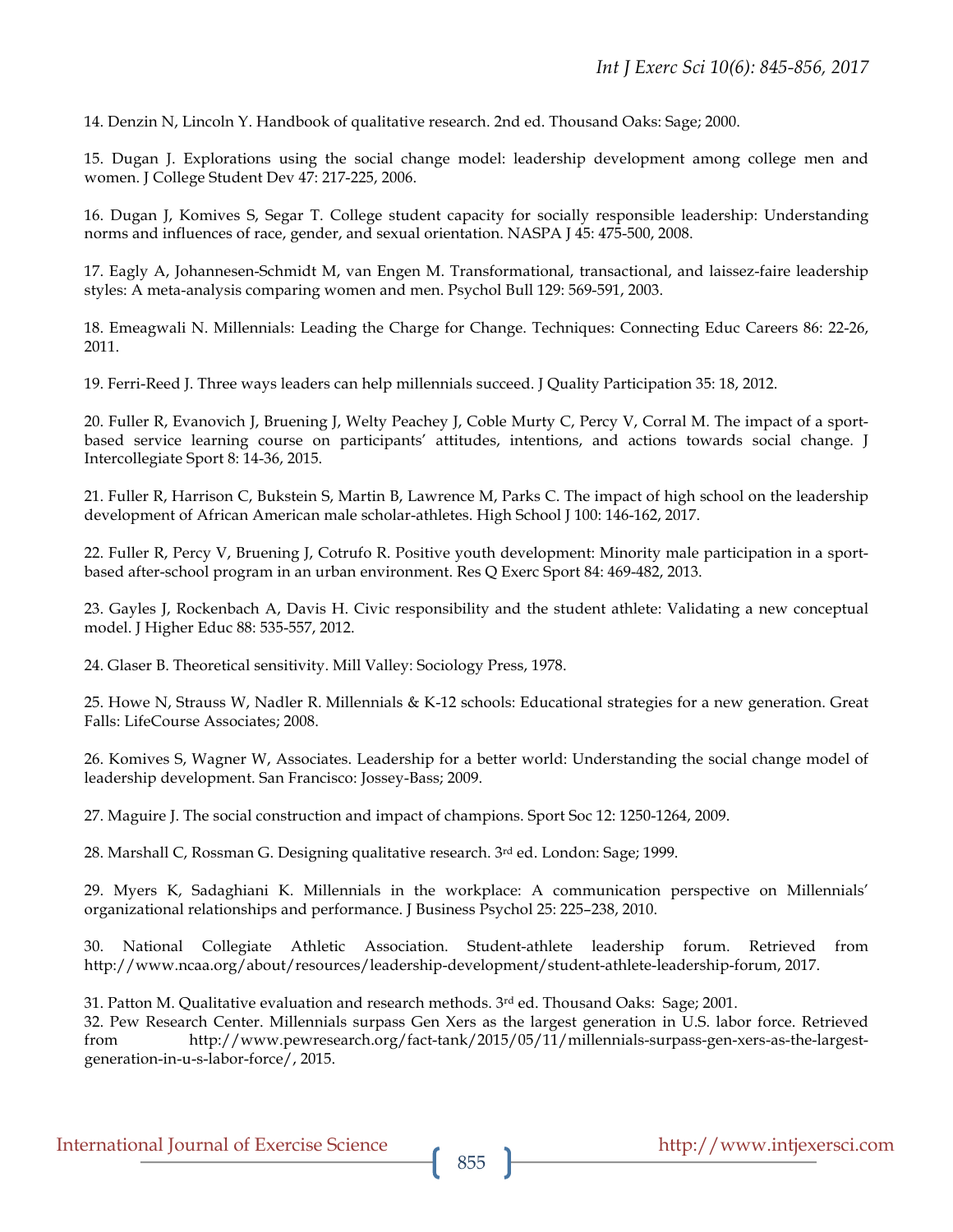14. Denzin N, Lincoln Y. Handbook of qualitative research. 2nd ed. Thousand Oaks: Sage; 2000.

15. Dugan J. Explorations using the social change model: leadership development among college men and women. J College Student Dev 47: 217-225, 2006.

16. Dugan J, Komives S, Segar T. College student capacity for socially responsible leadership: Understanding norms and influences of race, gender, and sexual orientation. NASPA J 45: 475-500, 2008.

17. Eagly A, Johannesen-Schmidt M, van Engen M. Transformational, transactional, and laissez-faire leadership styles: A meta-analysis comparing women and men. Psychol Bull 129: 569-591, 2003.

18. Emeagwali N. Millennials: Leading the Charge for Change. Techniques: Connecting Educ Careers 86: 22-26, 2011.

19. Ferri-Reed J. Three ways leaders can help millennials succeed. J Quality Participation 35: 18, 2012.

20. Fuller R, Evanovich J, Bruening J, Welty Peachey J, Coble Murty C, Percy V, Corral M. The impact of a sport-based service learning course on participants' attitudes, intentions, and actions towards social change. J Intercollegiate Sport 8: 14-36, 2015.

21. Fuller R, Harrison C, Bukstein S, Martin B, Lawrence M, Parks C. The impact of high school on the leadership development of African American male scholar-athletes. High School J 100: 146-162, 2017.

22. Fuller R, Percy V, Bruening J, Cotrufo R. Positive youth development: Minority male participation in a sport-based after-school program in an urban environment. Res Q Exerc Sport 84: 469-482, 2013.

23. Gayles J, Rockenbach A, Davis H. Civic responsibility and the student athlete: Validating a new conceptual model. J Higher Educ 88: 535-557, 2012.

24. Glaser B. Theoretical sensitivity. Mill Valley: Sociology Press, 1978.

25. Howe N, Strauss W, Nadler R. Millennials & K-12 schools: Educational strategies for a new generation. Great Falls: LifeCourse Associates; 2008.

26. Komives S, Wagner W, Associates. Leadership for a better world: Understanding the social change model of leadership development. San Francisco: Jossey-Bass; 2009.

27. Maguire J. The social construction and impact of champions. Sport Soc 12: 1250-1264, 2009.

28. Marshall C, Rossman G. Designing qualitative research. 3rd ed. London: Sage; 1999.

29. Myers K, Sadaghiani K. Millennials in the workplace: A communication perspective on Millennials' organizational relationships and performance. J Business Psychol 25: 225–238, 2010.

30. National Collegiate Athletic Association. Student-athlete leadership forum. Retrieved from http://www.ncaa.org/about/resources/leadership-development/student-athlete-leadership-forum, 2017.

31. Patton M. Qualitative evaluation and research methods. 3rd ed. Thousand Oaks: Sage; 2001.

32. Pew Research Center. Millennials surpass Gen Xers as the largest generation in U.S. labor force. Retrieved from http://www.pewresearch.org/fact-tank/2015/05/11/millennials-surpass-gen-xers-as-the-largest-generation-in-u-s-labor-force/, 2015.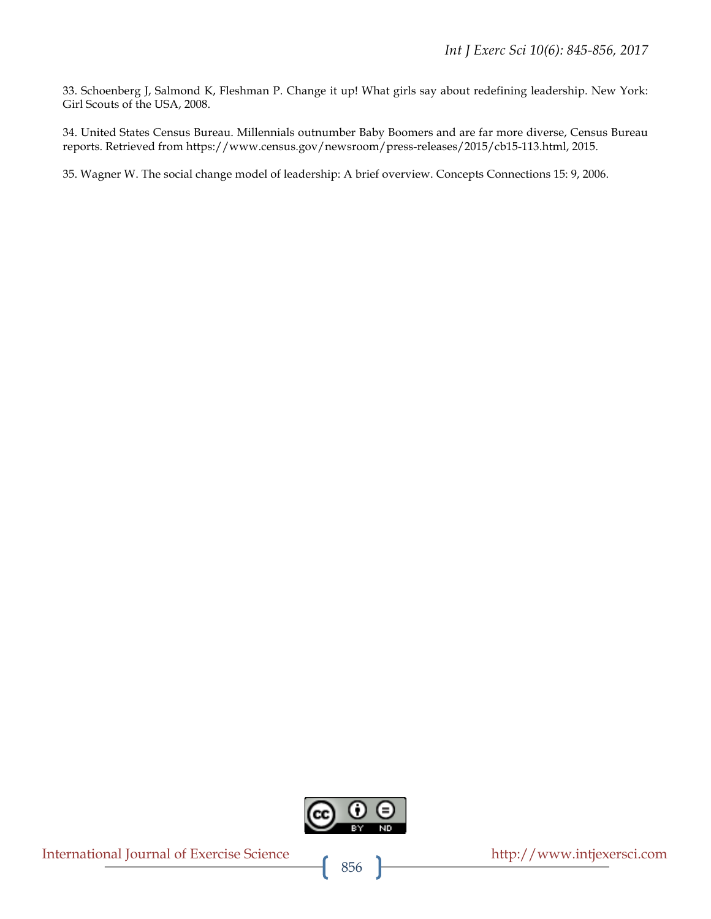33. Schoenberg J, Salmond K, Fleshman P. Change it up! What girls say about redefining leadership. New York: Girl Scouts of the USA, 2008.

34. United States Census Bureau. Millennials outnumber Baby Boomers and are far more diverse, Census Bureau reports. Retrieved from https://www.census.gov/newsroom/press-releases/2015/cb15-113.html, 2015.

35. Wagner W. The social change model of leadership: A brief overview. Concepts Connections 15: 9, 2006.